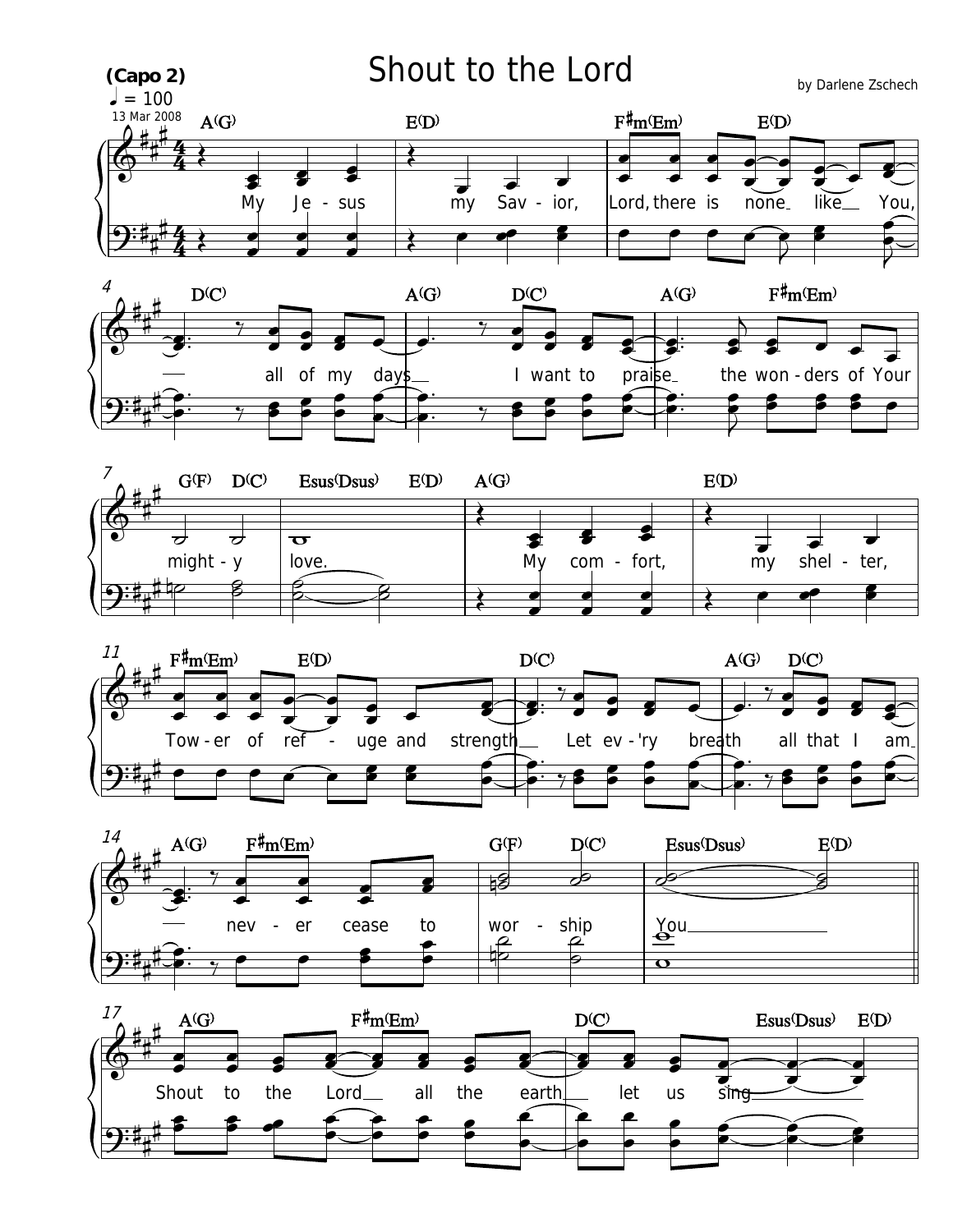# Shout to the Lord

**(Capo 2)**

♩ = 100

13 Mar 2008

by Darlene Zschech

A(G) E(D) F#m(Em) E(D)

My Je - sus my Sav - ior, Lord, there is none like You,

D(C) A(G) D(C) A(G) F#m(Em)

all of my days I want to praise the won - ders of Your

G(F) D(C) Esus(Dsus) E(D) A(G) E(D)

might - y love. My com - fort, my shel - ter,

F#m(Em) E(D) D(C) A(G) D(C)

Tow - er of ref - uge and strength Let ev - 'ry breath all that I am

A(G) F#m(Em) G(F) D(C) Esus(Dsus) E(D)

nev - er cease to wor - ship You

A(G) F#m(Em) D(C) Esus(Dsus) E(D)

Shout to the Lord all the earth let us sing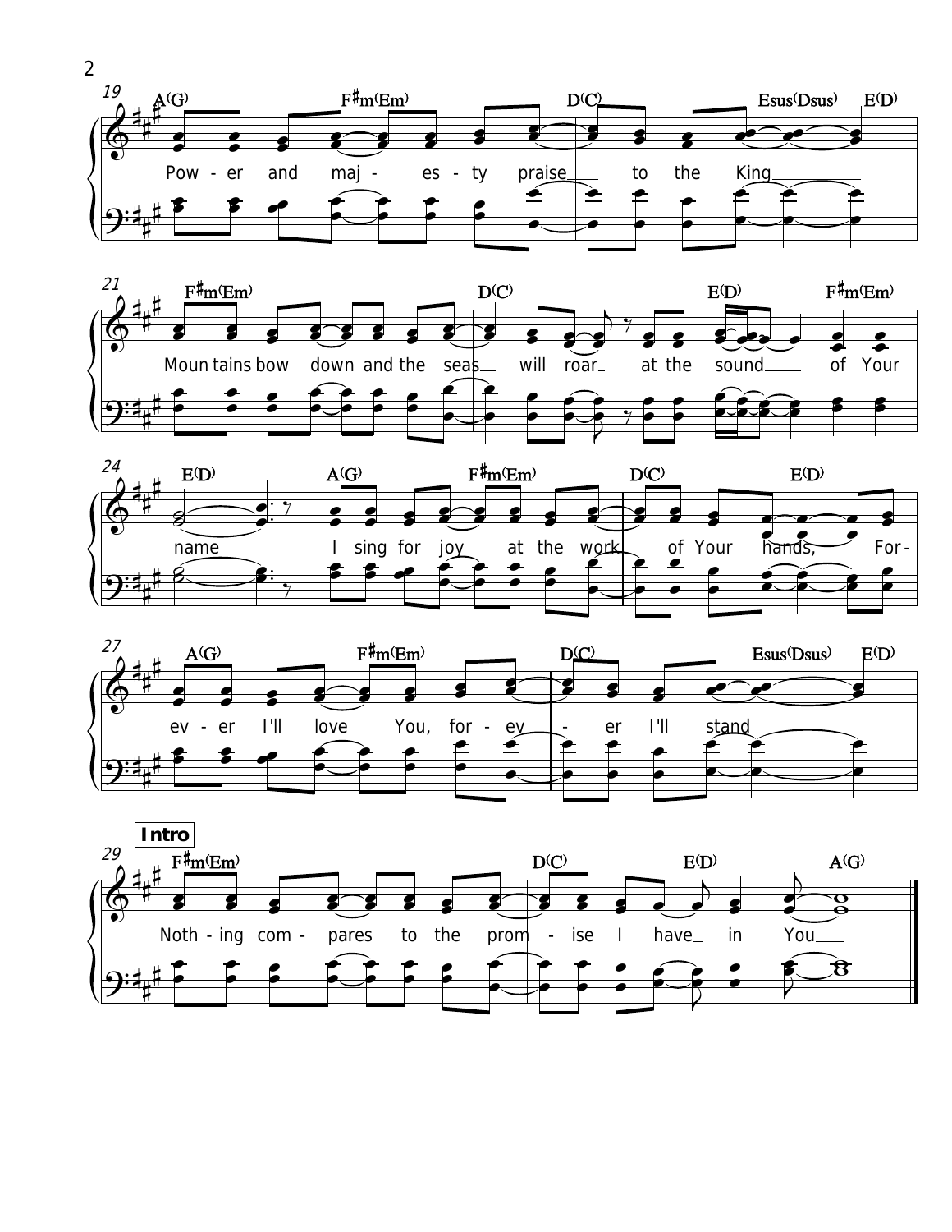19
A(G) F#m(Em) D(C) Esus(Dsus) E(D)

Pow - er and maj - es - ty praise___ to the King_________

21
F#m(Em) D(C) E(D) F#m(Em)

Moun tains bow down and the seas__ will roar_ at the sound____ of Your

24
E(D) A(G) F#m(Em) D(C) E(D)

name_____ I sing for joy__ at the work__ of Your hands,____ For -

27
A(G) F#m(Em) D(C) Esus(Dsus) E(D)

ev - er I'll love__ You, for - ev - er I'll stand__________

**Intro**

29
F#m(Em) D(C) E(D) A(G)

Noth - ing com - pares to the prom - ise I have_ in You___